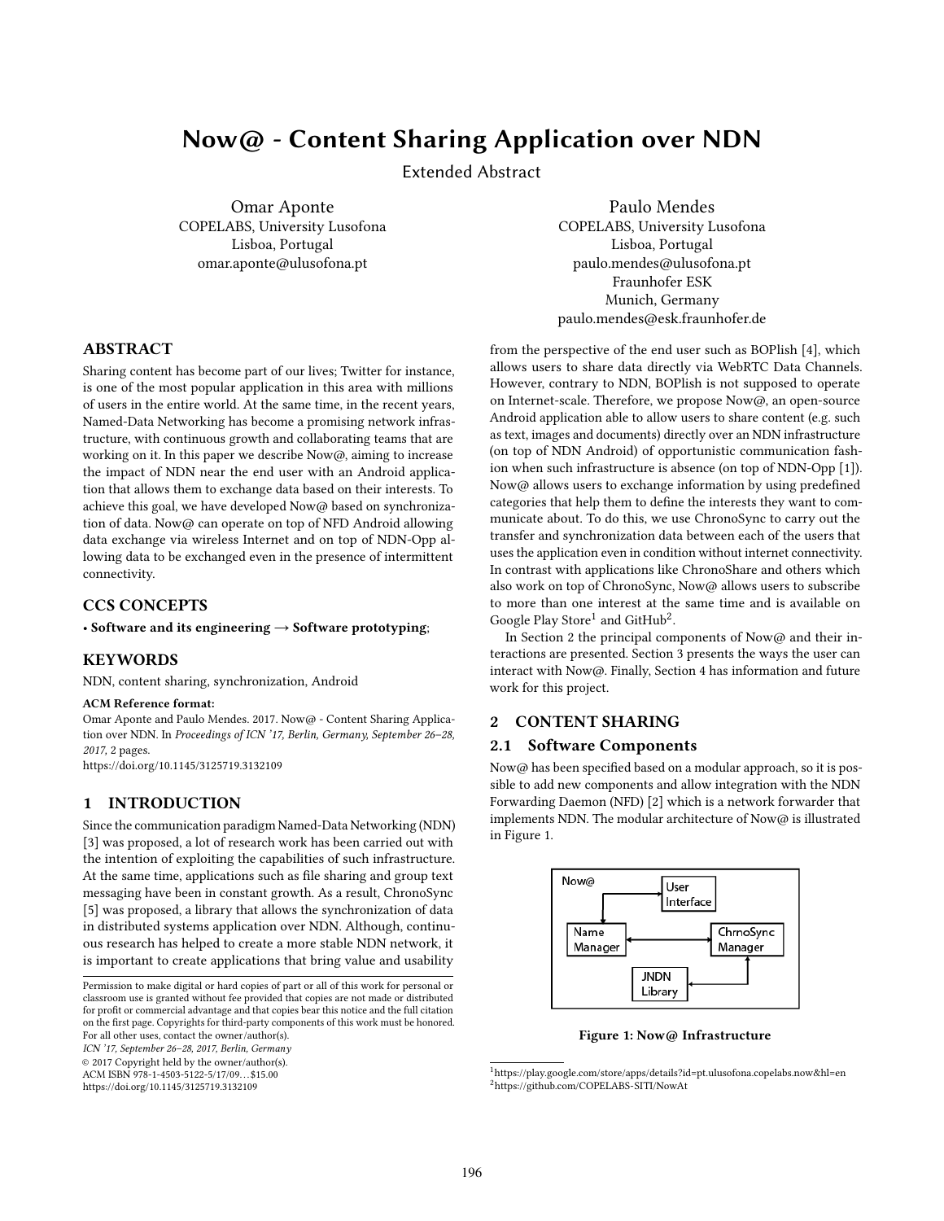# Now@ - Content Sharing Application over NDN

Extended Abstract

Omar Aponte
COPELABS, University Lusofona
Lisboa, Portugal
omar.aponte@ulusofona.pt

Paulo Mendes
COPELABS, University Lusofona
Lisboa, Portugal
paulo.mendes@ulusofona.pt
Fraunhofer ESK
Munich, Germany
paulo.mendes@esk.fraunhofer.de

## ABSTRACT

Sharing content has become part of our lives; Twitter for instance, is one of the most popular application in this area with millions of users in the entire world. At the same time, in the recent years, Named-Data Networking has become a promising network infrastructure, with continuous growth and collaborating teams that are working on it. In this paper we describe Now@, aiming to increase the impact of NDN near the end user with an Android application that allows them to exchange data based on their interests. To achieve this goal, we have developed Now@ based on synchronization of data. Now@ can operate on top of NFD Android allowing data exchange via wireless Internet and on top of NDN-Opp allowing data to be exchanged even in the presence of intermittent connectivity.

## CCS CONCEPTS

• **Software and its engineering → Software prototyping**;

## KEYWORDS

NDN, content sharing, synchronization, Android

**ACM Reference format:**
Omar Aponte and Paulo Mendes. 2017. Now@ - Content Sharing Application over NDN. In *Proceedings of ICN '17, Berlin, Germany, September 26–28, 2017,* 2 pages.
https://doi.org/10.1145/3125719.3132109

## 1 INTRODUCTION

Since the communication paradigm Named-Data Networking (NDN) [3] was proposed, a lot of research work has been carried out with the intention of exploiting the capabilities of such infrastructure. At the same time, applications such as file sharing and group text messaging have been in constant growth. As a result, ChronoSync [5] was proposed, a library that allows the synchronization of data in distributed systems application over NDN. Although, continuous research has helped to create a more stable NDN network, it is important to create applications that bring value and usability from the perspective of the end user such as BOPlish [4], which allows users to share data directly via WebRTC Data Channels. However, contrary to NDN, BOPlish is not supposed to operate on Internet-scale. Therefore, we propose Now@, an open-source Android application able to allow users to share content (e.g. such as text, images and documents) directly over an NDN infrastructure (on top of NDN Android) of opportunistic communication fashion when such infrastructure is absence (on top of NDN-Opp [1]). Now@ allows users to exchange information by using predefined categories that help them to define the interests they want to communicate about. To do this, we use ChronoSync to carry out the transfer and synchronization data between each of the users that uses the application even in condition without internet connectivity. In contrast with applications like ChronoShare and others which also work on top of ChronoSync, Now@ allows users to subscribe to more than one interest at the same time and is available on Google Play Store[1] and GitHub[2].

In Section 2 the principal components of Now@ and their interactions are presented. Section 3 presents the ways the user can interact with Now@. Finally, Section 4 has information and future work for this project.

## 2 CONTENT SHARING

### 2.1 Software Components

Now@ has been specified based on a modular approach, so it is possible to add new components and allow integration with the NDN Forwarding Daemon (NFD) [2] which is a network forwarder that implements NDN. The modular architecture of Now@ is illustrated in Figure 1.

**Figure 1: Now@ Infrastructure**

---

Permission to make digital or hard copies of part or all of this work for personal or classroom use is granted without fee provided that copies are not made or distributed for profit or commercial advantage and that copies bear this notice and the full citation on the first page. Copyrights for third-party components of this work must be honored. For all other uses, contact the owner/author(s).
*ICN '17, September 26–28, 2017, Berlin, Germany*
© 2017 Copyright held by the owner/author(s).
ACM ISBN 978-1-4503-5122-5/17/09…$15.00
https://doi.org/10.1145/3125719.3132109

[1] https://play.google.com/store/apps/details?id=pt.ulusofona.copelabs.now&hl=en
[2] https://github.com/COPELABS-SITI/NowAt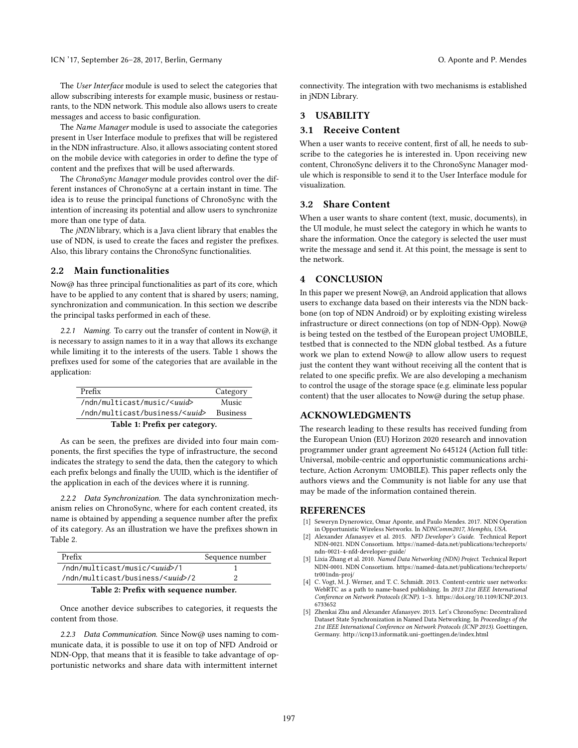The *User Interface* module is used to select the categories that allow subscribing interests for example music, business or restaurants, to the NDN network. This module also allows users to create messages and access to basic configuration.

The *Name Manager* module is used to associate the categories present in User Interface module to prefixes that will be registered in the NDN infrastructure. Also, it allows associating content stored on the mobile device with categories in order to define the type of content and the prefixes that will be used afterwards.

The *ChronoSync Manager* module provides control over the different instances of ChronoSync at a certain instant in time. The idea is to reuse the principal functions of ChronoSync with the intention of increasing its potential and allow users to synchronize more than one type of data.

The *jNDN* library, which is a Java client library that enables the use of NDN, is used to create the faces and register the prefixes. Also, this library contains the ChronoSync functionalities.

## 2.2 Main functionalities

Now@ has three principal functionalities as part of its core, which have to be applied to any content that is shared by users; naming, synchronization and communication. In this section we describe the principal tasks performed in each of these.

*2.2.1 Naming.* To carry out the transfer of content in Now@, it is necessary to assign names to it in a way that allows its exchange while limiting it to the interests of the users. Table 1 shows the prefixes used for some of the categories that are available in the application:

| Prefix | Category |
|---|---|
| /ndn/multicast/music/<*uuid*> | Music |
| /ndn/multicast/business/<*uuid*> | Business |

**Table 1: Prefix per category.**

As can be seen, the prefixes are divided into four main components, the first specifies the type of infrastructure, the second indicates the strategy to send the data, then the category to which each prefix belongs and finally the UUID, which is the identifier of the application in each of the devices where it is running.

*2.2.2 Data Synchronization.* The data synchronization mechanism relies on ChronoSync, where for each content created, its name is obtained by appending a sequence number after the prefix of its category. As an illustration we have the prefixes shown in Table 2.

| Prefix | Sequence number |
|---|---|
| /ndn/multicast/music/<*uuid*>/1 | 1 |
| /ndn/multicast/business/<*uuid*>/2 | 2 |

**Table 2: Prefix with sequence number.**

Once another device subscribes to categories, it requests the content from those.

*2.2.3 Data Communication.* Since Now@ uses naming to communicate data, it is possible to use it on top of NFD Android or NDN-Opp, that means that it is feasible to take advantage of opportunistic networks and share data with intermittent internet connectivity. The integration with two mechanisms is established in jNDN Library.

# 3 USABILITY

## 3.1 Receive Content

When a user wants to receive content, first of all, he needs to subscribe to the categories he is interested in. Upon receiving new content, ChronoSync delivers it to the ChronoSync Manager module which is responsible to send it to the User Interface module for visualization.

## 3.2 Share Content

When a user wants to share content (text, music, documents), in the UI module, he must select the category in which he wants to share the information. Once the category is selected the user must write the message and send it. At this point, the message is sent to the network.

# 4 CONCLUSION

In this paper we present Now@, an Android application that allows users to exchange data based on their interests via the NDN backbone (on top of NDN Android) or by exploiting existing wireless infrastructure or direct connections (on top of NDN-Opp). Now@ is being tested on the testbed of the European project UMOBILE, testbed that is connected to the NDN global testbed. As a future work we plan to extend Now@ to allow allow users to request just the content they want without receiving all the content that is related to one specific prefix. We are also developing a mechanism to control the usage of the storage space (e.g. eliminate less popular content) that the user allocates to Now@ during the setup phase.

# ACKNOWLEDGMENTS

The research leading to these results has received funding from the European Union (EU) Horizon 2020 research and innovation programmer under grant agreement No 645124 (Action full title: Universal, mobile-centric and opportunistic communications architecture, Action Acronym: UMOBILE). This paper reflects only the authors views and the Community is not liable for any use that may be made of the information contained therein.

# REFERENCES

[1] Seweryn Dynerowicz, Omar Aponte, and Paulo Mendes. 2017. NDN Operation in Opportunistic Wireless Networks. In *NDNComm2017, Memphis, USA*.

[2] Alexander Afanasyev et al. 2015. *NFD Developer's Guide*. Technical Report NDN-0021. NDN Consortium. https://named-data.net/publications/techreports/ndn-0021-4-nfd-developer-guide/

[3] Lixia Zhang et al. 2010. *Named Data Networking (NDN) Project*. Technical Report NDN-0001. NDN Consortium. https://named-data.net/publications/techreports/tr001ndn-proj/

[4] C. Vogt, M. J. Werner, and T. C. Schmidt. 2013. Content-centric user networks: WebRTC as a path to name-based publishing. In *2013 21st IEEE International Conference on Network Protocols (ICNP)*. 1–3. https://doi.org/10.1109/ICNP.2013.6733652

[5] Zhenkai Zhu and Alexander Afanasyev. 2013. Let's ChronoSync: Decentralized Dataset State Synchronization in Named Data Networking. In *Proceedings of the 21st IEEE International Conference on Network Protocols (ICNP 2013)*. Goettingen, Germany. http://icnp13.informatik.uni-goettingen.de/index.html